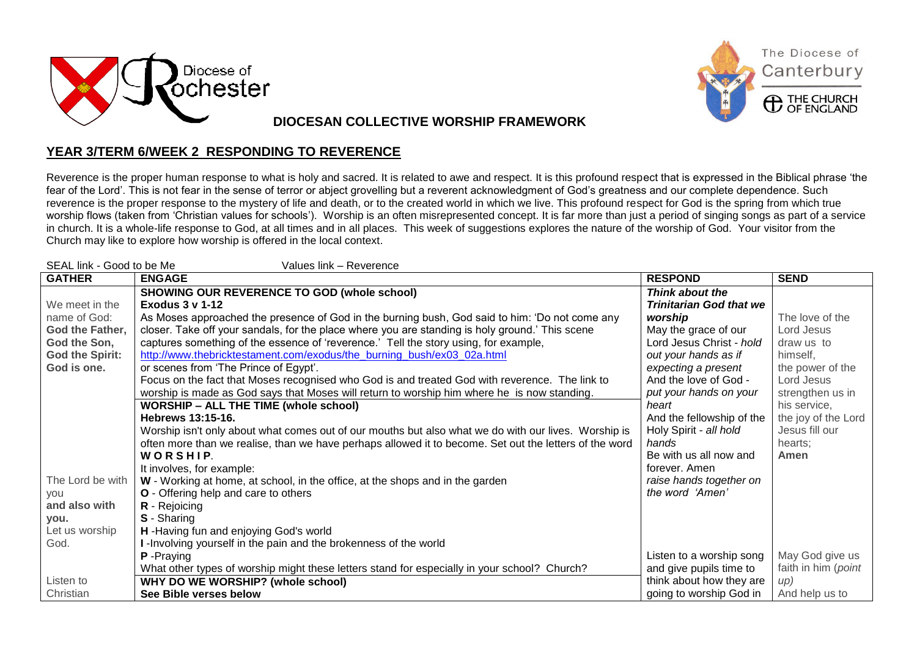Diocese of Rochester

The Diocese of Canterbury
THE CHURCH OF ENGLAND

## DIOCESAN COLLECTIVE WORSHIP FRAMEWORK

## YEAR 3/TERM 6/WEEK 2 RESPONDING TO REVERENCE

Reverence is the proper human response to what is holy and sacred. It is related to awe and respect. It is this profound respect that is expressed in the Biblical phrase 'the fear of the Lord'. This is not fear in the sense of terror or abject grovelling but a reverent acknowledgment of God's greatness and our complete dependence. Such reverence is the proper response to the mystery of life and death, or to the created world in which we live. This profound respect for God is the spring from which true worship flows (taken from 'Christian values for schools'). Worship is an often misrepresented concept. It is far more than just a period of singing songs as part of a service in church. It is a whole-life response to God, at all times and in all places. This week of suggestions explores the nature of the worship of God. Your visitor from the Church may like to explore how worship is offered in the local context.

SEAL link - Good to be Me          Values link – Reverence

| GATHER | ENGAGE | RESPOND | SEND |
|---|---|---|---|
| We meet in the name of God: **God the Father, God the Son, God the Spirit: God is one.** | **SHOWING OUR REVERENCE TO GOD (whole school)** **Exodus 3 v 1-12** As Moses approached the presence of God in the burning bush, God said to him: 'Do not come any closer. Take off your sandals, for the place where you are standing is holy ground.' This scene captures something of the essence of 'reverence.' Tell the story using, for example, http://www.thebricktestament.com/exodus/the_burning_bush/ex03_02a.html or scenes from 'The Prince of Egypt'. Focus on the fact that Moses recognised who God is and treated God with reverence. The link to worship is made as God says that Moses will return to worship him where he is now standing. | ***Think about the Trinitarian God that we worship*** May the grace of our Lord Jesus Christ - *hold out your hands as if expecting a present* And the love of God - *put your hands on your heart* And the fellowship of the Holy Spirit - *all hold hands* Be with us all now and forever. Amen *raise hands together on the word 'Amen'* | The love of the Lord Jesus draw us to himself, the power of the Lord Jesus strengthen us in his service, the joy of the Lord Jesus fill our hearts; **Amen** |
| The Lord be with you **and also with you.** Let us worship God. | **WORSHIP – ALL THE TIME (whole school)** **Hebrews 13:15-16.** Worship isn't only about what comes out of our mouths but also what we do with our lives. Worship is often more than we realise, than we have perhaps allowed it to become. Set out the letters of the word **W O R S H I P**. It involves, for example: **W** - Working at home, at school, in the office, at the shops and in the garden **O** - Offering help and care to others **R** - Rejoicing **S** - Sharing **H** -Having fun and enjoying God's world **I** -Involving yourself in the pain and the brokenness of the world **P** -Praying What other types of worship might these letters stand for especially in your school? Church? | | |
| Listen to Christian | **WHY DO WE WORSHIP? (whole school)** **See Bible verses below** | Listen to a worship song and give pupils time to think about how they are going to worship God in | May God give us faith in him (*point up*) And help us to |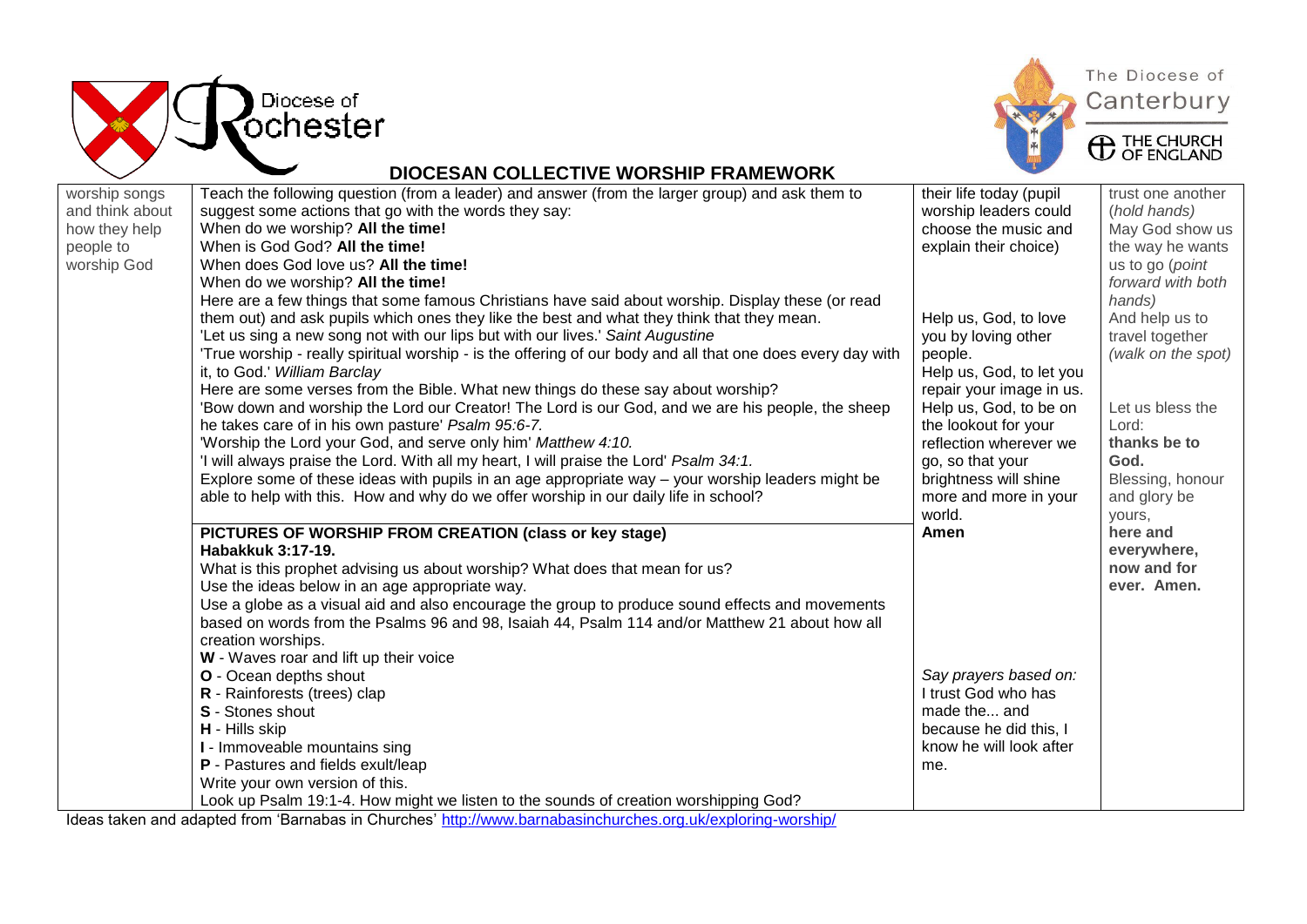## DIOCESAN COLLECTIVE WORSHIP FRAMEWORK

| | | | |
|---|---|---|---|
| worship songs and think about how they help people to worship God | Teach the following question (from a leader) and answer (from the larger group) and ask them to suggest some actions that go with the words they say:<br>When do we worship? **All the time!**<br>When is God God? **All the time!**<br>When does God love us? **All the time!**<br>When do we worship? **All the time!**<br>Here are a few things that some famous Christians have said about worship. Display these (or read them out) and ask pupils which ones they like the best and what they think that they mean.<br>'Let us sing a new song not with our lips but with our lives.' *Saint Augustine*<br>'True worship - really spiritual worship - is the offering of our body and all that one does every day with it, to God.' *William Barclay*<br>Here are some verses from the Bible. What new things do these say about worship?<br>'Bow down and worship the Lord our Creator! The Lord is our God, and we are his people, the sheep he takes care of in his own pasture' *Psalm 95:6-7.*<br>'Worship the Lord your God, and serve only him' *Matthew 4:10.*<br>'I will always praise the Lord. With all my heart, I will praise the Lord' *Psalm 34:1.*<br>Explore some of these ideas with pupils in an age appropriate way – your worship leaders might be able to help with this. How and why do we offer worship in our daily life in school? | their life today (pupil worship leaders could choose the music and explain their choice)<br><br>Help us, God, to love you by loving other people.<br>Help us, God, to let you repair your image in us.<br>Help us, God, to be on the lookout for your reflection wherever we go, so that your brightness will shine more and more in your world.<br>**Amen** | trust one another (*hold hands*)<br>May God show us the way he wants us to go (*point forward with both hands*)<br>And help us to travel together (*walk on the spot*)<br><br>Let us bless the Lord:<br>**thanks be to God.**<br>Blessing, honour and glory be yours,<br>**here and everywhere, now and for ever. Amen.** |
| | **PICTURES OF WORSHIP FROM CREATION (class or key stage)**<br>**Habakkuk 3:17-19.**<br>What is this prophet advising us about worship? What does that mean for us?<br>Use the ideas below in an age appropriate way.<br>Use a globe as a visual aid and also encourage the group to produce sound effects and movements based on words from the Psalms 96 and 98, Isaiah 44, Psalm 114 and/or Matthew 21 about how all creation worships.<br>**W** - Waves roar and lift up their voice<br>**O** - Ocean depths shout<br>**R** - Rainforests (trees) clap<br>**S** - Stones shout<br>**H** - Hills skip<br>**I** - Immoveable mountains sing<br>**P** - Pastures and fields exult/leap<br>Write your own version of this.<br>Look up Psalm 19:1-4. How might we listen to the sounds of creation worshipping God? | *Say prayers based on:*<br>I trust God who has made the... and because he did this, I know he will look after me. | |

Ideas taken and adapted from 'Barnabas in Churches' http://www.barnabasinchurches.org.uk/exploring-worship/